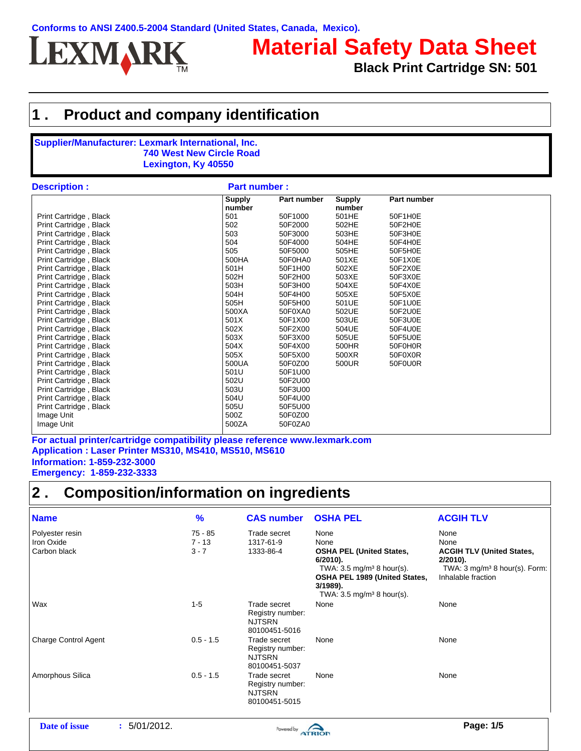Conforms to ANSI Z400.5-2004 Standard (United States, Canada, Mexico).

LEXMARK

# Material Safety Data Sheet

**Black Print Cartridge SN: 501**

## 1 . Product and company identification

**Supplier/Manufacturer: Lexmark International, Inc.**
**740 West New Circle Road**
**Lexington, Ky 40550**

| Description : | Part number : | | | |
|---|---|---|---|---|
| | **Supply number** | **Part number** | **Supply number** | **Part number** |
| Print Cartridge , Black | 501 | 50F1000 | 501HE | 50F1H0E |
| Print Cartridge , Black | 502 | 50F2000 | 502HE | 50F2H0E |
| Print Cartridge , Black | 503 | 50F3000 | 503HE | 50F3H0E |
| Print Cartridge , Black | 504 | 50F4000 | 504HE | 50F4H0E |
| Print Cartridge , Black | 505 | 50F5000 | 505HE | 50F5H0E |
| Print Cartridge , Black | 500HA | 50F0HA0 | 501XE | 50F1X0E |
| Print Cartridge , Black | 501H | 50F1H00 | 502XE | 50F2X0E |
| Print Cartridge , Black | 502H | 50F2H00 | 503XE | 50F3X0E |
| Print Cartridge , Black | 503H | 50F3H00 | 504XE | 50F4X0E |
| Print Cartridge , Black | 504H | 50F4H00 | 505XE | 50F5X0E |
| Print Cartridge , Black | 505H | 50F5H00 | 501UE | 50F1U0E |
| Print Cartridge , Black | 500XA | 50F0XA0 | 502UE | 50F2U0E |
| Print Cartridge , Black | 501X | 50F1X00 | 503UE | 50F3U0E |
| Print Cartridge , Black | 502X | 50F2X00 | 504UE | 50F4U0E |
| Print Cartridge , Black | 503X | 50F3X00 | 505UE | 50F5U0E |
| Print Cartridge , Black | 504X | 50F4X00 | 500HR | 50F0H0R |
| Print Cartridge , Black | 505X | 50F5X00 | 500XR | 50F0X0R |
| Print Cartridge , Black | 500UA | 50F0Z00 | 500UR | 50F0U0R |
| Print Cartridge , Black | 501U | 50F1U00 | | |
| Print Cartridge , Black | 502U | 50F2U00 | | |
| Print Cartridge , Black | 503U | 50F3U00 | | |
| Print Cartridge , Black | 504U | 50F4U00 | | |
| Print Cartridge , Black | 505U | 50F5U00 | | |
| Image Unit | 500Z | 50F0Z00 | | |
| Image Unit | 500ZA | 50F0ZA0 | | |

**For actual printer/cartridge compatibility please reference www.lexmark.com**
**Application : Laser Printer MS310, MS410, MS510, MS610**
**Information: 1-859-232-3000**
**Emergency: 1-859-232-3333**

## 2 . Composition/information on ingredients

| Name | % | CAS number | OSHA PEL | ACGIH TLV |
|---|---|---|---|---|
| Polyester resin | 75 - 85 | Trade secret | None | None |
| Iron Oxide | 7 - 13 | 1317-61-9 | None | None |
| Carbon black | 3 - 7 | 1333-86-4 | **OSHA PEL (United States, 6/2010).** TWA: 3.5 mg/m³ 8 hour(s). **OSHA PEL 1989 (United States, 3/1989).** TWA: 3.5 mg/m³ 8 hour(s). | **ACGIH TLV (United States, 2/2010).** TWA: 3 mg/m³ 8 hour(s). Form: Inhalable fraction |
| Wax | 1-5 | Trade secret Registry number: NJTSRN 80100451-5016 | None | None |
| Charge Control Agent | 0.5 - 1.5 | Trade secret Registry number: NJTSRN 80100451-5037 | None | None |
| Amorphous Silica | 0.5 - 1.5 | Trade secret Registry number: NJTSRN 80100451-5015 | None | None |

**Date of issue** : 5/01/2012.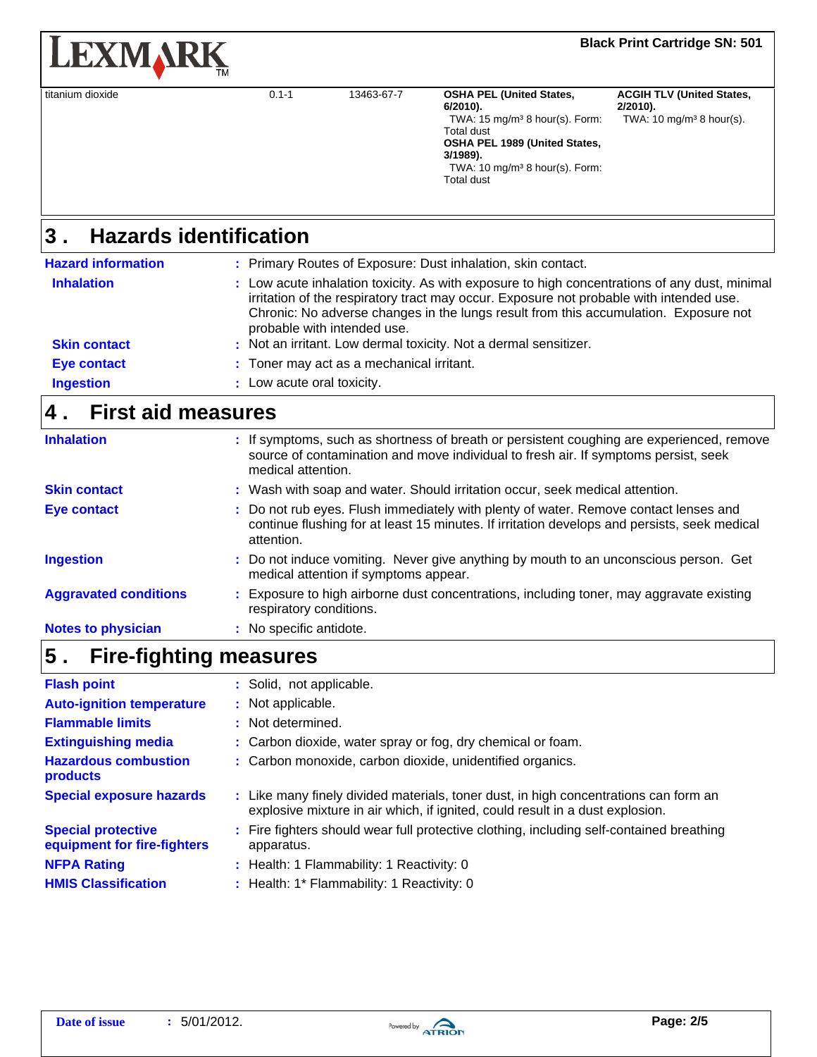| titanium dioxide | 0.1-1 | 13463-67-7 | **OSHA PEL (United States, 6/2010).**<br>TWA: 15 mg/m³ 8 hour(s). Form: Total dust<br>**OSHA PEL 1989 (United States, 3/1989).**<br>TWA: 10 mg/m³ 8 hour(s). Form: Total dust | **ACGIH TLV (United States, 2/2010).**<br>TWA: 10 mg/m³ 8 hour(s). |
|---|---|---|---|---|

## 3. Hazards identification

**Hazard information** : Primary Routes of Exposure: Dust inhalation, skin contact.

**Inhalation** : Low acute inhalation toxicity. As with exposure to high concentrations of any dust, minimal irritation of the respiratory tract may occur. Exposure not probable with intended use. Chronic: No adverse changes in the lungs result from this accumulation. Exposure not probable with intended use.

**Skin contact** : Not an irritant. Low dermal toxicity. Not a dermal sensitizer.

**Eye contact** : Toner may act as a mechanical irritant.

**Ingestion** : Low acute oral toxicity.

## 4. First aid measures

**Inhalation** : If symptoms, such as shortness of breath or persistent coughing are experienced, remove source of contamination and move individual to fresh air. If symptoms persist, seek medical attention.

**Skin contact** : Wash with soap and water. Should irritation occur, seek medical attention.

**Eye contact** : Do not rub eyes. Flush immediately with plenty of water. Remove contact lenses and continue flushing for at least 15 minutes. If irritation develops and persists, seek medical attention.

**Ingestion** : Do not induce vomiting. Never give anything by mouth to an unconscious person. Get medical attention if symptoms appear.

**Aggravated conditions** : Exposure to high airborne dust concentrations, including toner, may aggravate existing respiratory conditions.

**Notes to physician** : No specific antidote.

## 5. Fire-fighting measures

**Flash point** : Solid, not applicable.

**Auto-ignition temperature** : Not applicable.

**Flammable limits** : Not determined.

**Extinguishing media** : Carbon dioxide, water spray or fog, dry chemical or foam.

**Hazardous combustion products** : Carbon monoxide, carbon dioxide, unidentified organics.

**Special exposure hazards** : Like many finely divided materials, toner dust, in high concentrations can form an explosive mixture in air which, if ignited, could result in a dust explosion.

**Special protective equipment for fire-fighters** : Fire fighters should wear full protective clothing, including self-contained breathing apparatus.

**NFPA Rating** : Health: 1 Flammability: 1 Reactivity: 0

**HMIS Classification** : Health: 1* Flammability: 1 Reactivity: 0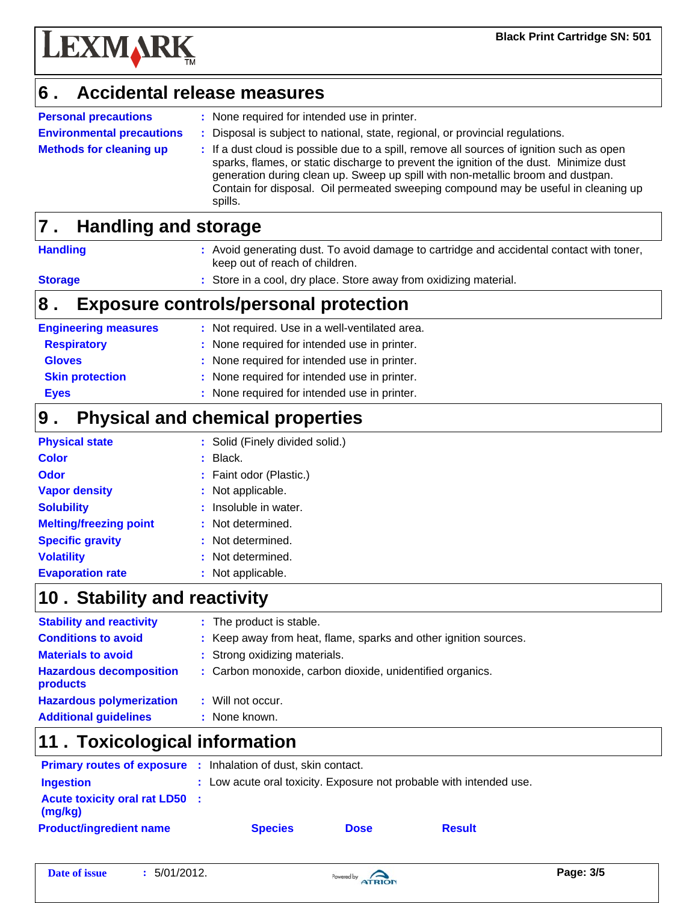## 6 . Accidental release measures

**Personal precautions** : None required for intended use in printer.

**Environmental precautions** : Disposal is subject to national, state, regional, or provincial regulations.

**Methods for cleaning up** : If a dust cloud is possible due to a spill, remove all sources of ignition such as open sparks, flames, or static discharge to prevent the ignition of the dust. Minimize dust generation during clean up. Sweep up spill with non-metallic broom and dustpan. Contain for disposal. Oil permeated sweeping compound may be useful in cleaning up spills.

## 7 . Handling and storage

**Handling** : Avoid generating dust. To avoid damage to cartridge and accidental contact with toner, keep out of reach of children.

**Storage** : Store in a cool, dry place. Store away from oxidizing material.

## 8 . Exposure controls/personal protection

**Engineering measures** : Not required. Use in a well-ventilated area.

**Respiratory** : None required for intended use in printer.

**Gloves** : None required for intended use in printer.

**Skin protection** : None required for intended use in printer.

**Eyes** : None required for intended use in printer.

## 9 . Physical and chemical properties

**Physical state** : Solid (Finely divided solid.)

**Color** : Black.

**Odor** : Faint odor (Plastic.)

**Vapor density** : Not applicable.

**Solubility** : Insoluble in water.

**Melting/freezing point** : Not determined.

**Specific gravity** : Not determined.

**Volatility** : Not determined.

**Evaporation rate** : Not applicable.

## 10 . Stability and reactivity

**Stability and reactivity** : The product is stable.

**Conditions to avoid** : Keep away from heat, flame, sparks and other ignition sources.

**Materials to avoid** : Strong oxidizing materials.

**Hazardous decomposition products** : Carbon monoxide, carbon dioxide, unidentified organics.

**Hazardous polymerization** : Will not occur.

**Additional guidelines** : None known.

## 11 . Toxicological information

**Primary routes of exposure** : Inhalation of dust, skin contact.

**Ingestion** : Low acute oral toxicity. Exposure not probable with intended use.

**Acute toxicity oral rat LD50 (mg/kg)** :

| Product/ingredient name | Species | Dose | Result |
|---|---|---|---|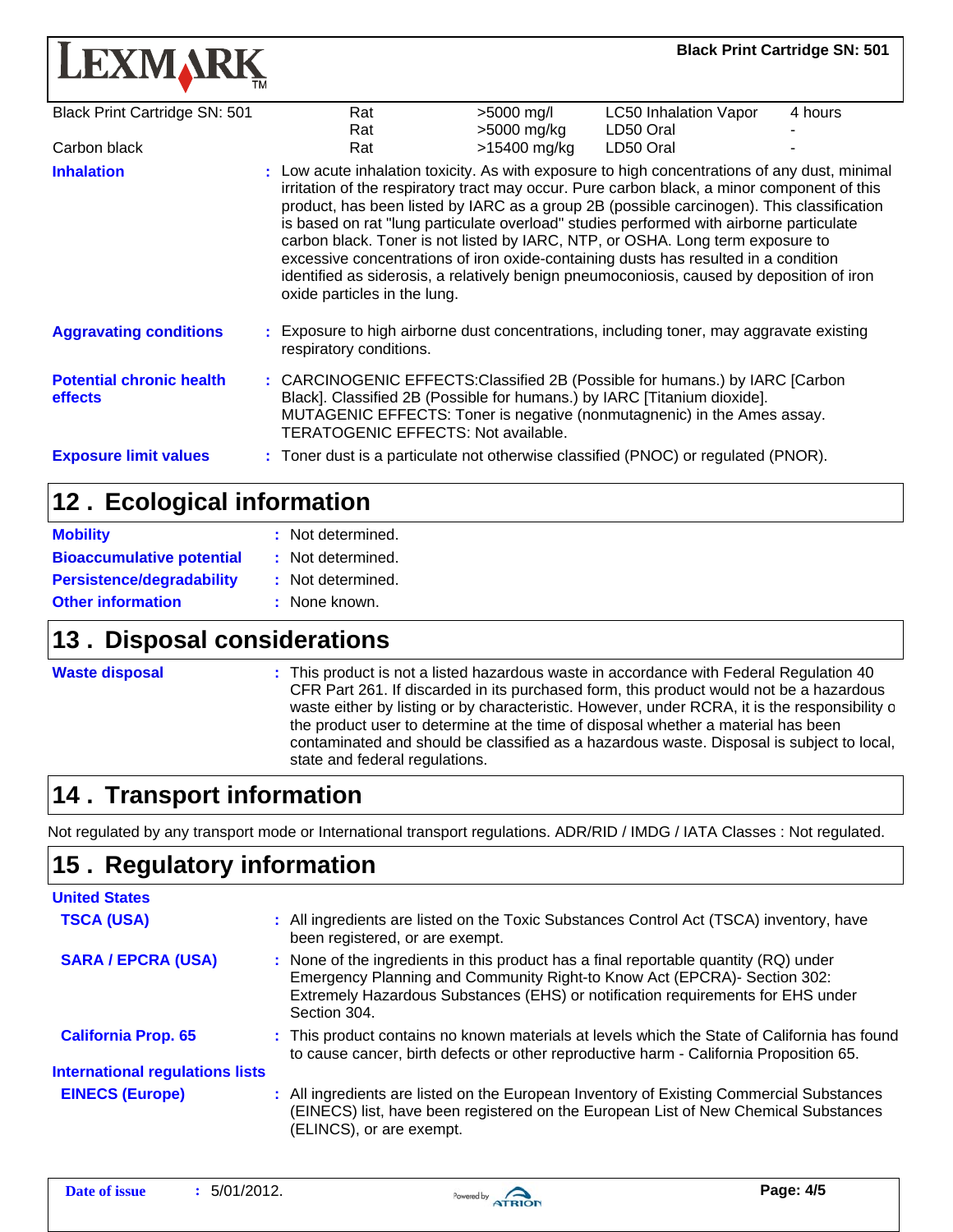| | | | | |
|---|---|---|---|---|
| Black Print Cartridge SN: 501 | Rat | >5000 mg/l | LC50 Inhalation Vapor | 4 hours |
| | Rat | >5000 mg/kg | LD50 Oral | - |
| Carbon black | Rat | >15400 mg/kg | LD50 Oral | - |

**Inhalation** : Low acute inhalation toxicity. As with exposure to high concentrations of any dust, minimal irritation of the respiratory tract may occur. Pure carbon black, a minor component of this product, has been listed by IARC as a group 2B (possible carcinogen). This classification is based on rat "lung particulate overload" studies performed with airborne particulate carbon black. Toner is not listed by IARC, NTP, or OSHA. Long term exposure to excessive concentrations of iron oxide-containing dusts has resulted in a condition identified as siderosis, a relatively benign pneumoconiosis, caused by deposition of iron oxide particles in the lung.

**Aggravating conditions** : Exposure to high airborne dust concentrations, including toner, may aggravate existing respiratory conditions.

**Potential chronic health effects** : CARCINOGENIC EFFECTS:Classified 2B (Possible for humans.) by IARC [Carbon Black]. Classified 2B (Possible for humans.) by IARC [Titanium dioxide].
MUTAGENIC EFFECTS: Toner is negative (nonmutagnenic) in the Ames assay.
TERATOGENIC EFFECTS: Not available.

**Exposure limit values** : Toner dust is a particulate not otherwise classified (PNOC) or regulated (PNOR).

## 12 . Ecological information

**Mobility** : Not determined.

**Bioaccumulative potential** : Not determined.

**Persistence/degradability** : Not determined.

**Other information** : None known.

## 13 . Disposal considerations

**Waste disposal** : This product is not a listed hazardous waste in accordance with Federal Regulation 40 CFR Part 261. If discarded in its purchased form, this product would not be a hazardous waste either by listing or by characteristic. However, under RCRA, it is the responsibility o the product user to determine at the time of disposal whether a material has been contaminated and should be classified as a hazardous waste. Disposal is subject to local, state and federal regulations.

## 14 . Transport information

Not regulated by any transport mode or International transport regulations. ADR/RID / IMDG / IATA Classes : Not regulated.

## 15 . Regulatory information

**United States**

**TSCA (USA)** : All ingredients are listed on the Toxic Substances Control Act (TSCA) inventory, have been registered, or are exempt.

**SARA / EPCRA (USA)** : None of the ingredients in this product has a final reportable quantity (RQ) under Emergency Planning and Community Right-to Know Act (EPCRA)- Section 302: Extremely Hazardous Substances (EHS) or notification requirements for EHS under Section 304.

**California Prop. 65** : This product contains no known materials at levels which the State of California has found to cause cancer, birth defects or other reproductive harm - California Proposition 65.

**International regulations lists**

**EINECS (Europe)** : All ingredients are listed on the European Inventory of Existing Commercial Substances (EINECS) list, have been registered on the European List of New Chemical Substances (ELINCS), or are exempt.

**Date of issue** : 5/01/2012.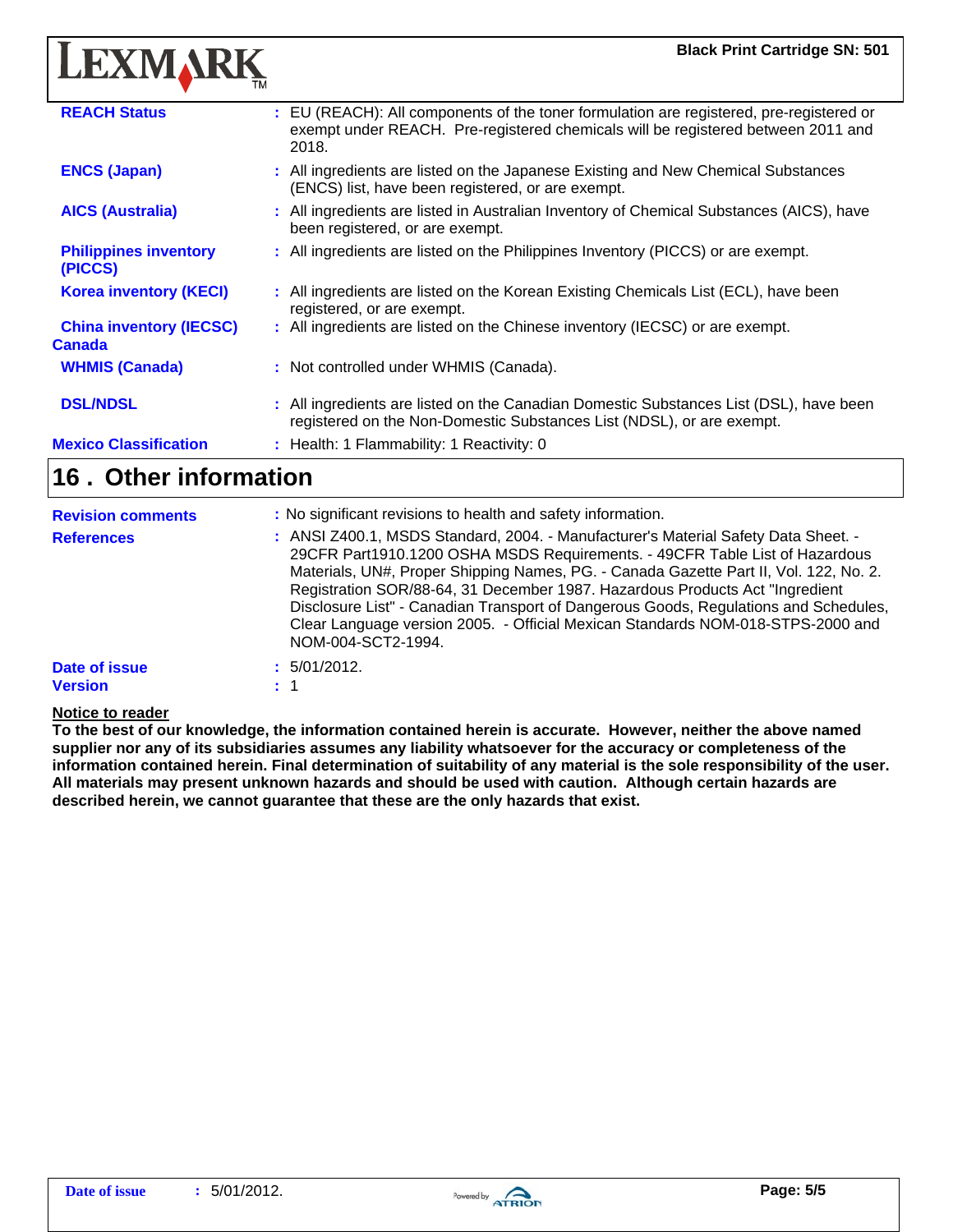**REACH Status** : EU (REACH): All components of the toner formulation are registered, pre-registered or exempt under REACH. Pre-registered chemicals will be registered between 2011 and 2018.

**ENCS (Japan)** : All ingredients are listed on the Japanese Existing and New Chemical Substances (ENCS) list, have been registered, or are exempt.

**AICS (Australia)** : All ingredients are listed in Australian Inventory of Chemical Substances (AICS), have been registered, or are exempt.

**Philippines inventory (PICCS)** : All ingredients are listed on the Philippines Inventory (PICCS) or are exempt.

**Korea inventory (KECI)** : All ingredients are listed on the Korean Existing Chemicals List (ECL), have been registered, or are exempt.

**China inventory (IECSC)** : All ingredients are listed on the Chinese inventory (IECSC) or are exempt.

**Canada**

**WHMIS (Canada)** : Not controlled under WHMIS (Canada).

**DSL/NDSL** : All ingredients are listed on the Canadian Domestic Substances List (DSL), have been registered on the Non-Domestic Substances List (NDSL), or are exempt.

**Mexico Classification** : Health: 1 Flammability: 1 Reactivity: 0

## 16 . Other information

**Revision comments** : No significant revisions to health and safety information.

**References** : ANSI Z400.1, MSDS Standard, 2004. - Manufacturer's Material Safety Data Sheet. - 29CFR Part1910.1200 OSHA MSDS Requirements. - 49CFR Table List of Hazardous Materials, UN#, Proper Shipping Names, PG. - Canada Gazette Part II, Vol. 122, No. 2. Registration SOR/88-64, 31 December 1987. Hazardous Products Act "Ingredient Disclosure List" - Canadian Transport of Dangerous Goods, Regulations and Schedules, Clear Language version 2005. - Official Mexican Standards NOM-018-STPS-2000 and NOM-004-SCT2-1994.

**Date of issue** : 5/01/2012.

**Version** : 1

**Notice to reader**

**To the best of our knowledge, the information contained herein is accurate. However, neither the above named supplier nor any of its subsidiaries assumes any liability whatsoever for the accuracy or completeness of the information contained herein. Final determination of suitability of any material is the sole responsibility of the user. All materials may present unknown hazards and should be used with caution. Although certain hazards are described herein, we cannot guarantee that these are the only hazards that exist.**